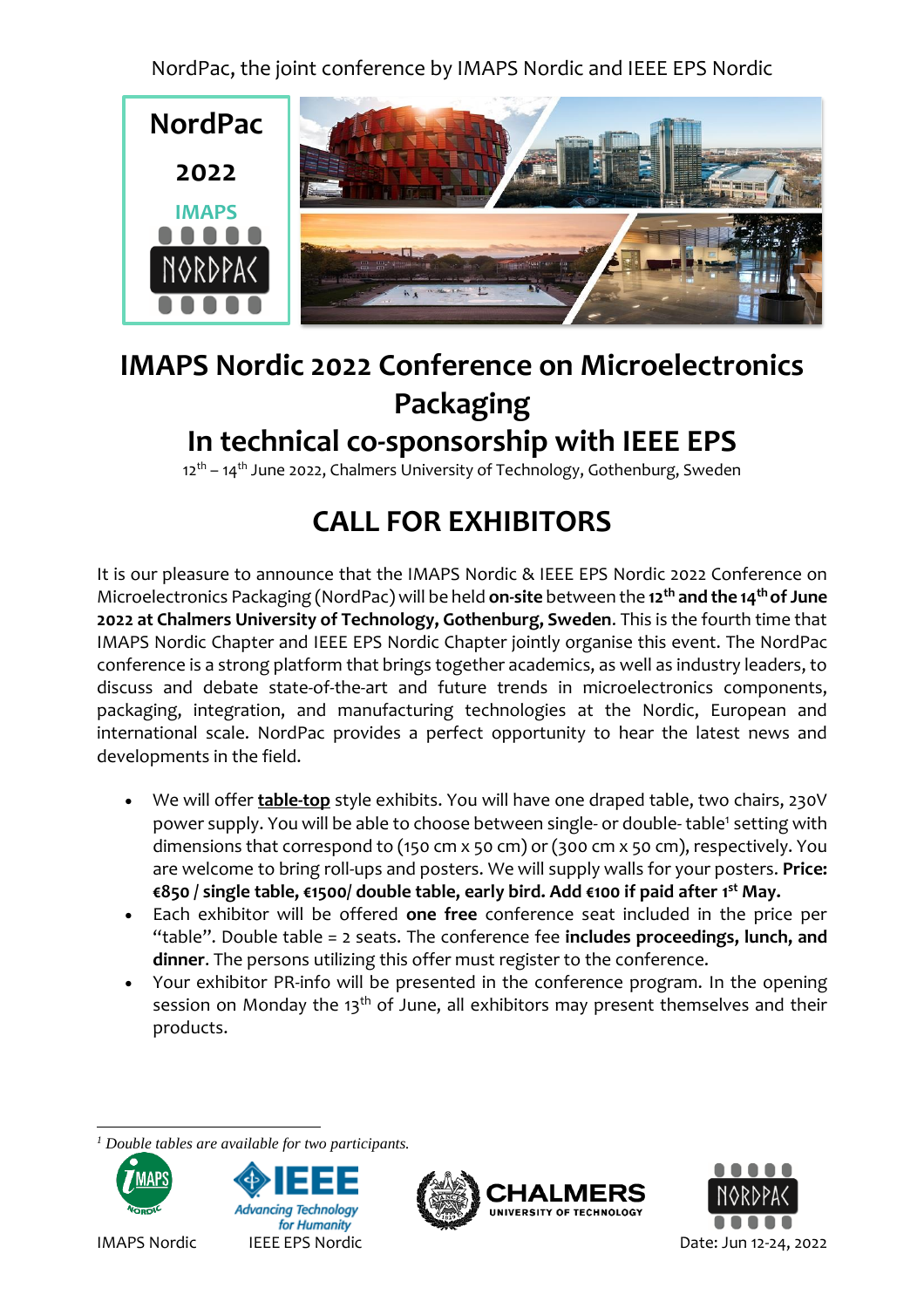NordPac, the joint conference by IMAPS Nordic and IEEE EPS Nordic

NordPac

2022

IMAPS

NORDPAC

# IMAPS Nordic 2022 Conference on Microelectronics Packaging

# In technical co-sponsorship with IEEE EPS

12th – 14th June 2022, Chalmers University of Technology, Gothenburg, Sweden

## CALL FOR EXHIBITORS

It is our pleasure to announce that the IMAPS Nordic & IEEE EPS Nordic 2022 Conference on Microelectronics Packaging (NordPac) will be held **on-site** between the **12th and the 14th of June 2022 at Chalmers University of Technology, Gothenburg, Sweden**. This is the fourth time that IMAPS Nordic Chapter and IEEE EPS Nordic Chapter jointly organise this event. The NordPac conference is a strong platform that brings together academics, as well as industry leaders, to discuss and debate state-of-the-art and future trends in microelectronics components, packaging, integration, and manufacturing technologies at the Nordic, European and international scale. NordPac provides a perfect opportunity to hear the latest news and developments in the field.

- We will offer **table-top** style exhibits. You will have one draped table, two chairs, 230V power supply. You will be able to choose between single- or double- table[1] setting with dimensions that correspond to (150 cm x 50 cm) or (300 cm x 50 cm), respectively. You are welcome to bring roll-ups and posters. We will supply walls for your posters. **Price: €850 / single table, €1500/ double table, early bird. Add €100 if paid after 1st May.**
- Each exhibitor will be offered **one free** conference seat included in the price per "table". Double table = 2 seats. The conference fee **includes proceedings, lunch, and dinner**. The persons utilizing this offer must register to the conference.
- Your exhibitor PR-info will be presented in the conference program. In the opening session on Monday the 13th of June, all exhibitors may present themselves and their products.

[1] *Double tables are available for two participants.*

IMAPS Nordic | IEEE EPS Nordic | CHALMERS UNIVERSITY OF TECHNOLOGY | Date: Jun 12-24, 2022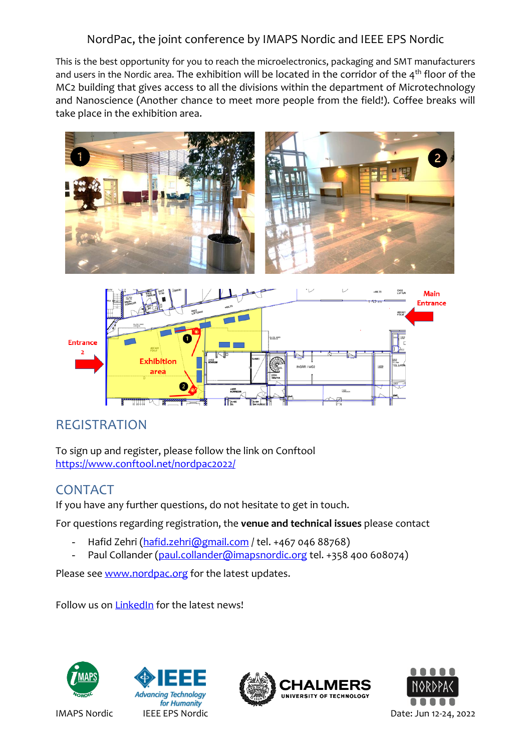NordPac, the joint conference by IMAPS Nordic and IEEE EPS Nordic

This is the best opportunity for you to reach the microelectronics, packaging and SMT manufacturers and users in the Nordic area. The exhibition will be located in the corridor of the 4th floor of the MC2 building that gives access to all the divisions within the department of Microtechnology and Nanoscience (Another chance to meet more people from the field!). Coffee breaks will take place in the exhibition area.

## REGISTRATION

To sign up and register, please follow the link on Conftool
https://www.conftool.net/nordpac2022/

## CONTACT

If you have any further questions, do not hesitate to get in touch.

For questions regarding registration, the **venue and technical issues** please contact

- Hafid Zehri (hafid.zehri@gmail.com / tel. +467 046 88768)
- Paul Collander (paul.collander@imapsnordic.org tel. +358 400 608074)

Please see www.nordpac.org for the latest updates.

Follow us on LinkedIn for the latest news!

IMAPS Nordic

IEEE EPS Nordic

Date: Jun 12-24, 2022